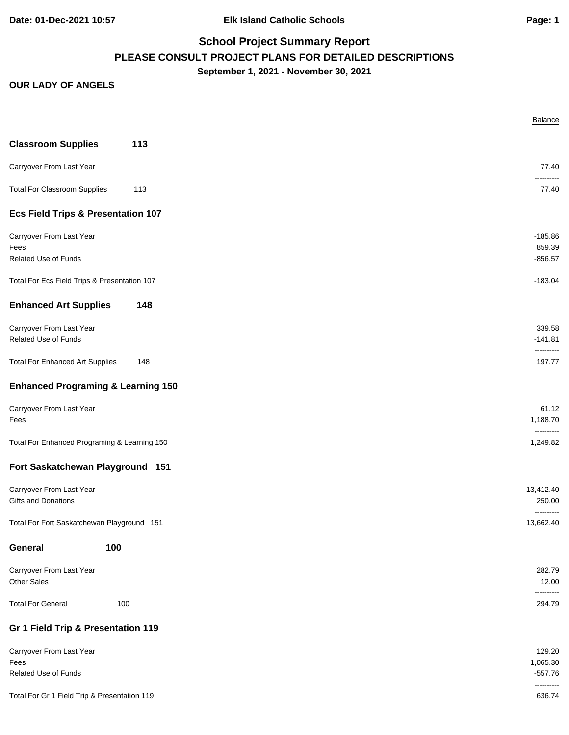# School Project Summary Report

## PLEASE CONSULT PROJECT PLANS FOR DETAILED DESCRIPTIONS

**September 1, 2021 - November 30, 2021**

**OUR LADY OF ANGELS**

| | Balance |
|---|---:|
| **Classroom Supplies 113** | |
| Carryover From Last Year | 77.40 |
| Total For Classroom Supplies 113 | 77.40 |
| **Ecs Field Trips & Presentation 107** | |
| Carryover From Last Year | -185.86 |
| Fees | 859.39 |
| Related Use of Funds | -856.57 |
| Total For Ecs Field Trips & Presentation 107 | -183.04 |
| **Enhanced Art Supplies 148** | |
| Carryover From Last Year | 339.58 |
| Related Use of Funds | -141.81 |
| Total For Enhanced Art Supplies 148 | 197.77 |
| **Enhanced Programing & Learning 150** | |
| Carryover From Last Year | 61.12 |
| Fees | 1,188.70 |
| Total For Enhanced Programing & Learning 150 | 1,249.82 |
| **Fort Saskatchewan Playground 151** | |
| Carryover From Last Year | 13,412.40 |
| Gifts and Donations | 250.00 |
| Total For Fort Saskatchewan Playground 151 | 13,662.40 |
| **General 100** | |
| Carryover From Last Year | 282.79 |
| Other Sales | 12.00 |
| Total For General 100 | 294.79 |
| **Gr 1 Field Trip & Presentation 119** | |
| Carryover From Last Year | 129.20 |
| Fees | 1,065.30 |
| Related Use of Funds | -557.76 |
| Total For Gr 1 Field Trip & Presentation 119 | 636.74 |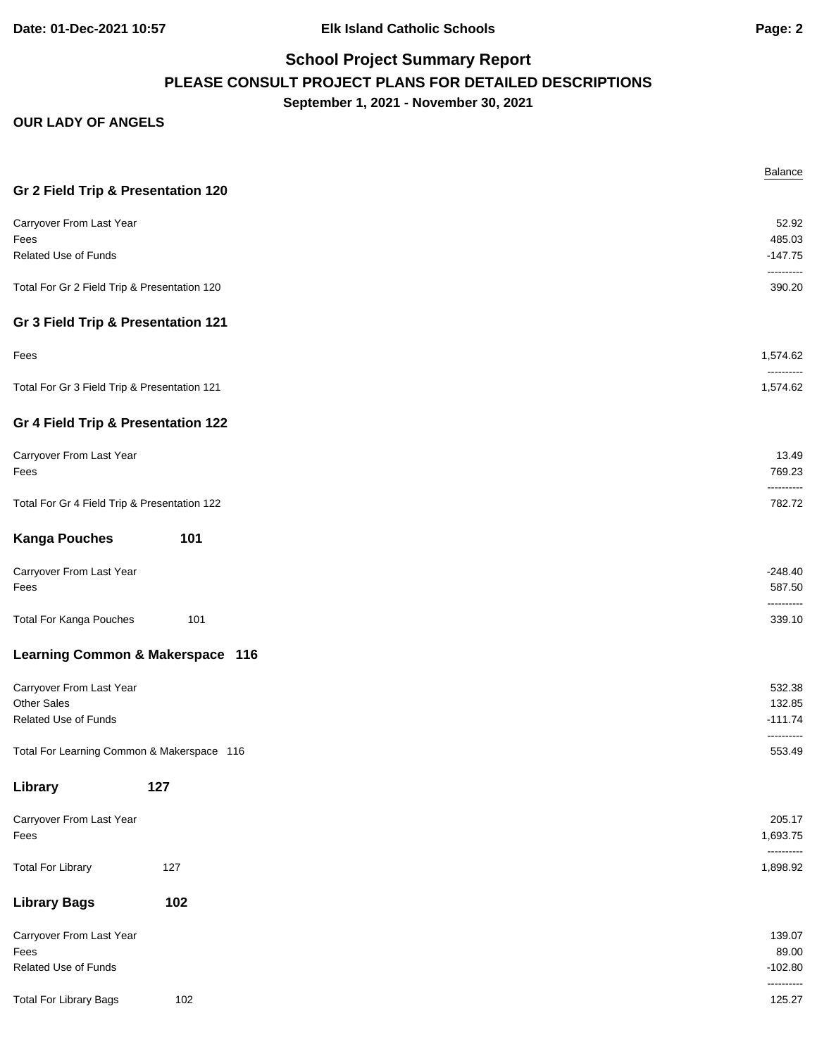## School Project Summary Report

**PLEASE CONSULT PROJECT PLANS FOR DETAILED DESCRIPTIONS**

**September 1, 2021 - November 30, 2021**

**OUR LADY OF ANGELS**

| | Balance |
|---|---|
| **Gr 2 Field Trip & Presentation 120** | |
| Carryover From Last Year | 52.92 |
| Fees | 485.03 |
| Related Use of Funds | -147.75 |
| Total For Gr 2 Field Trip & Presentation 120 | 390.20 |
| **Gr 3 Field Trip & Presentation 121** | |
| Fees | 1,574.62 |
| Total For Gr 3 Field Trip & Presentation 121 | 1,574.62 |
| **Gr 4 Field Trip & Presentation 122** | |
| Carryover From Last Year | 13.49 |
| Fees | 769.23 |
| Total For Gr 4 Field Trip & Presentation 122 | 782.72 |
| **Kanga Pouches 101** | |
| Carryover From Last Year | -248.40 |
| Fees | 587.50 |
| Total For Kanga Pouches 101 | 339.10 |
| **Learning Common & Makerspace 116** | |
| Carryover From Last Year | 532.38 |
| Other Sales | 132.85 |
| Related Use of Funds | -111.74 |
| Total For Learning Common & Makerspace 116 | 553.49 |
| **Library 127** | |
| Carryover From Last Year | 205.17 |
| Fees | 1,693.75 |
| Total For Library 127 | 1,898.92 |
| **Library Bags 102** | |
| Carryover From Last Year | 139.07 |
| Fees | 89.00 |
| Related Use of Funds | -102.80 |
| Total For Library Bags 102 | 125.27 |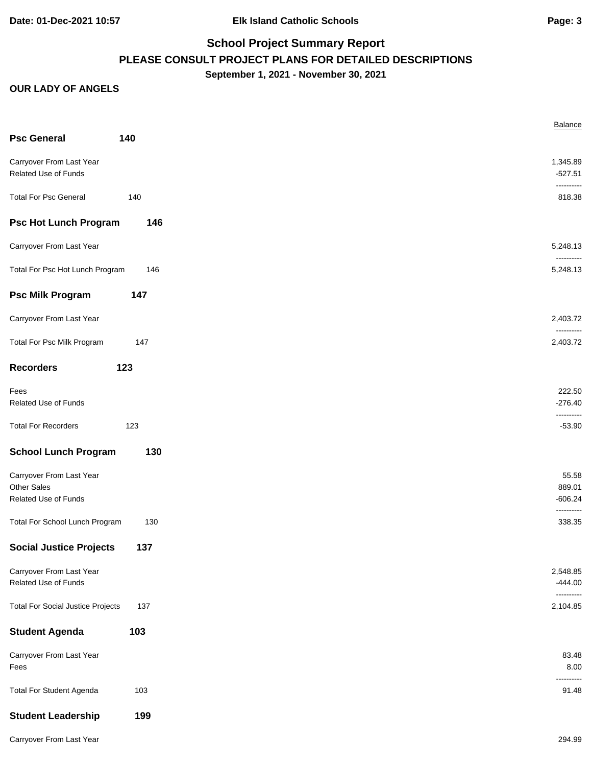## School Project Summary Report

**PLEASE CONSULT PROJECT PLANS FOR DETAILED DESCRIPTIONS**

**September 1, 2021 - November 30, 2021**

**OUR LADY OF ANGELS**

| | | Balance |
|---|---|---|
| **Psc General** | **140** | |
| Carryover From Last Year | | 1,345.89 |
| Related Use of Funds | | -527.51 |
| Total For Psc General | 140 | 818.38 |
| **Psc Hot Lunch Program** | **146** | |
| Carryover From Last Year | | 5,248.13 |
| Total For Psc Hot Lunch Program | 146 | 5,248.13 |
| **Psc Milk Program** | **147** | |
| Carryover From Last Year | | 2,403.72 |
| Total For Psc Milk Program | 147 | 2,403.72 |
| **Recorders** | **123** | |
| Fees | | 222.50 |
| Related Use of Funds | | -276.40 |
| Total For Recorders | 123 | -53.90 |
| **School Lunch Program** | **130** | |
| Carryover From Last Year | | 55.58 |
| Other Sales | | 889.01 |
| Related Use of Funds | | -606.24 |
| Total For School Lunch Program | 130 | 338.35 |
| **Social Justice Projects** | **137** | |
| Carryover From Last Year | | 2,548.85 |
| Related Use of Funds | | -444.00 |
| Total For Social Justice Projects | 137 | 2,104.85 |
| **Student Agenda** | **103** | |
| Carryover From Last Year | | 83.48 |
| Fees | | 8.00 |
| Total For Student Agenda | 103 | 91.48 |
| **Student Leadership** | **199** | |
| Carryover From Last Year | | 294.99 |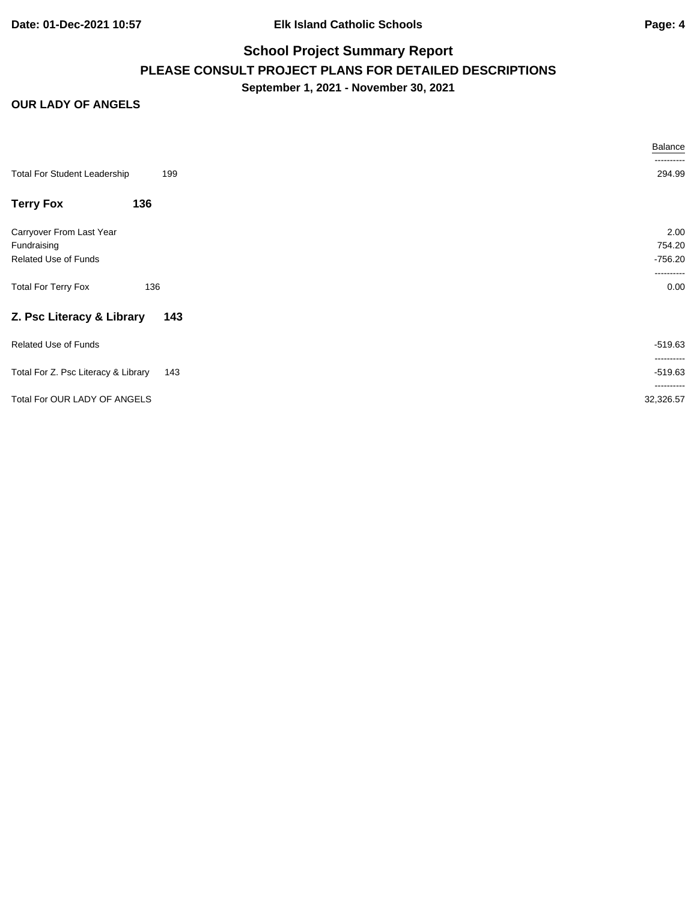# School Project Summary Report

## PLEASE CONSULT PROJECT PLANS FOR DETAILED DESCRIPTIONS

### September 1, 2021 - November 30, 2021

**OUR LADY OF ANGELS**

| | | Balance |
|---|---|---|
| Total For Student Leadership | 199 | 294.99 |

### Terry Fox 136

| | | Balance |
|---|---|---|
| Carryover From Last Year | | 2.00 |
| Fundraising | | 754.20 |
| Related Use of Funds | | -756.20 |
| Total For Terry Fox | 136 | 0.00 |

### Z. Psc Literacy & Library 143

| | | Balance |
|---|---|---|
| Related Use of Funds | | -519.63 |
| Total For Z. Psc Literacy & Library | 143 | -519.63 |
| Total For OUR LADY OF ANGELS | | 32,326.57 |